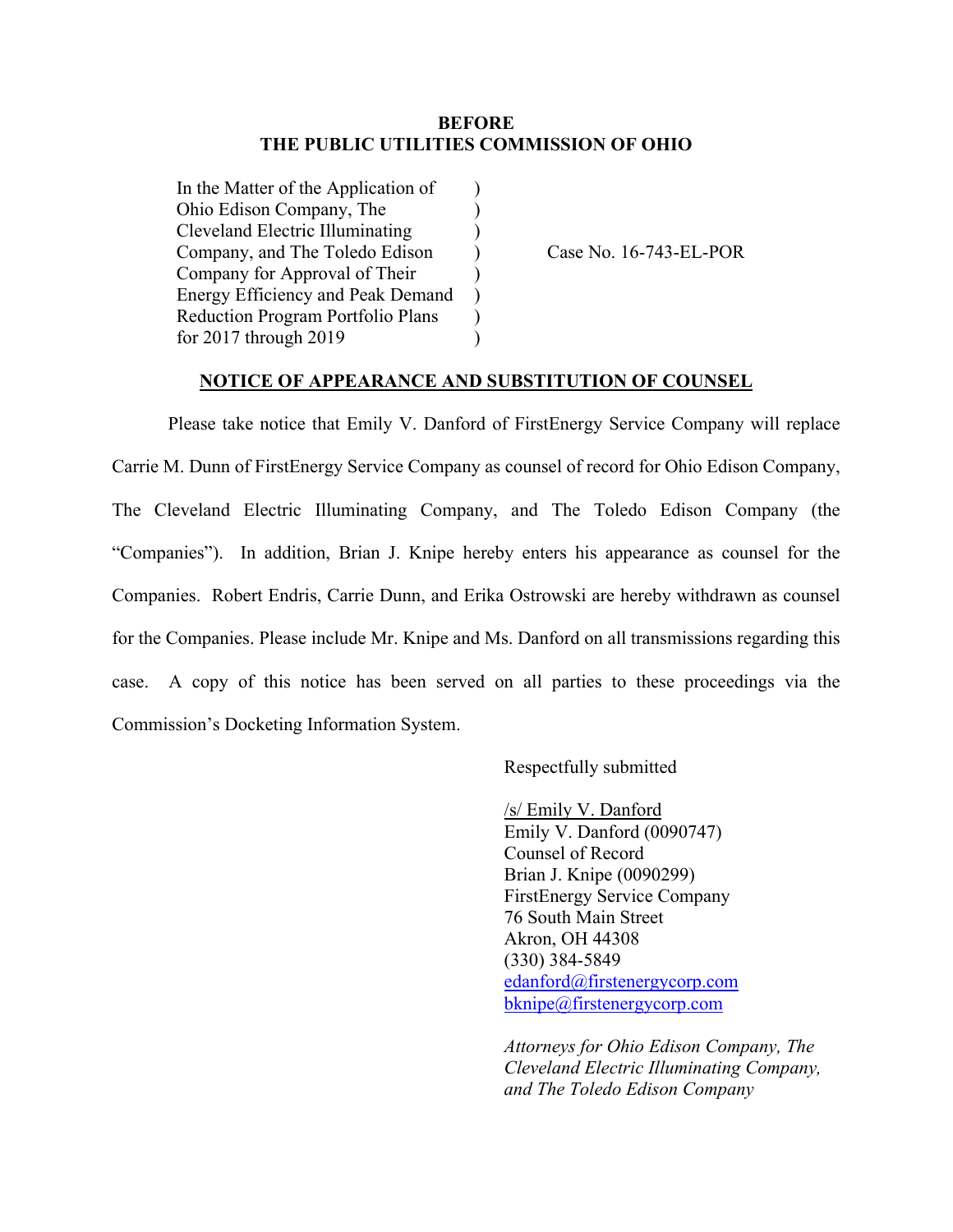**BEFORE**
**THE PUBLIC UTILITIES COMMISSION OF OHIO**

| | | |
|---|---|---|
| In the Matter of the Application of Ohio Edison Company, The Cleveland Electric Illuminating Company, and The Toledo Edison Company for Approval of Their Energy Efficiency and Peak Demand Reduction Program Portfolio Plans for 2017 through 2019 | ) | Case No. 16-743-EL-POR |

**NOTICE OF APPEARANCE AND SUBSTITUTION OF COUNSEL**

Please take notice that Emily V. Danford of FirstEnergy Service Company will replace Carrie M. Dunn of FirstEnergy Service Company as counsel of record for Ohio Edison Company, The Cleveland Electric Illuminating Company, and The Toledo Edison Company (the "Companies"). In addition, Brian J. Knipe hereby enters his appearance as counsel for the Companies. Robert Endris, Carrie Dunn, and Erika Ostrowski are hereby withdrawn as counsel for the Companies. Please include Mr. Knipe and Ms. Danford on all transmissions regarding this case. A copy of this notice has been served on all parties to these proceedings via the Commission's Docketing Information System.

Respectfully submitted

/s/ Emily V. Danford
Emily V. Danford (0090747)
Counsel of Record
Brian J. Knipe (0090299)
FirstEnergy Service Company
76 South Main Street
Akron, OH 44308
(330) 384-5849
edanford@firstenergycorp.com
bknipe@firstenergycorp.com

*Attorneys for Ohio Edison Company, The Cleveland Electric Illuminating Company, and The Toledo Edison Company*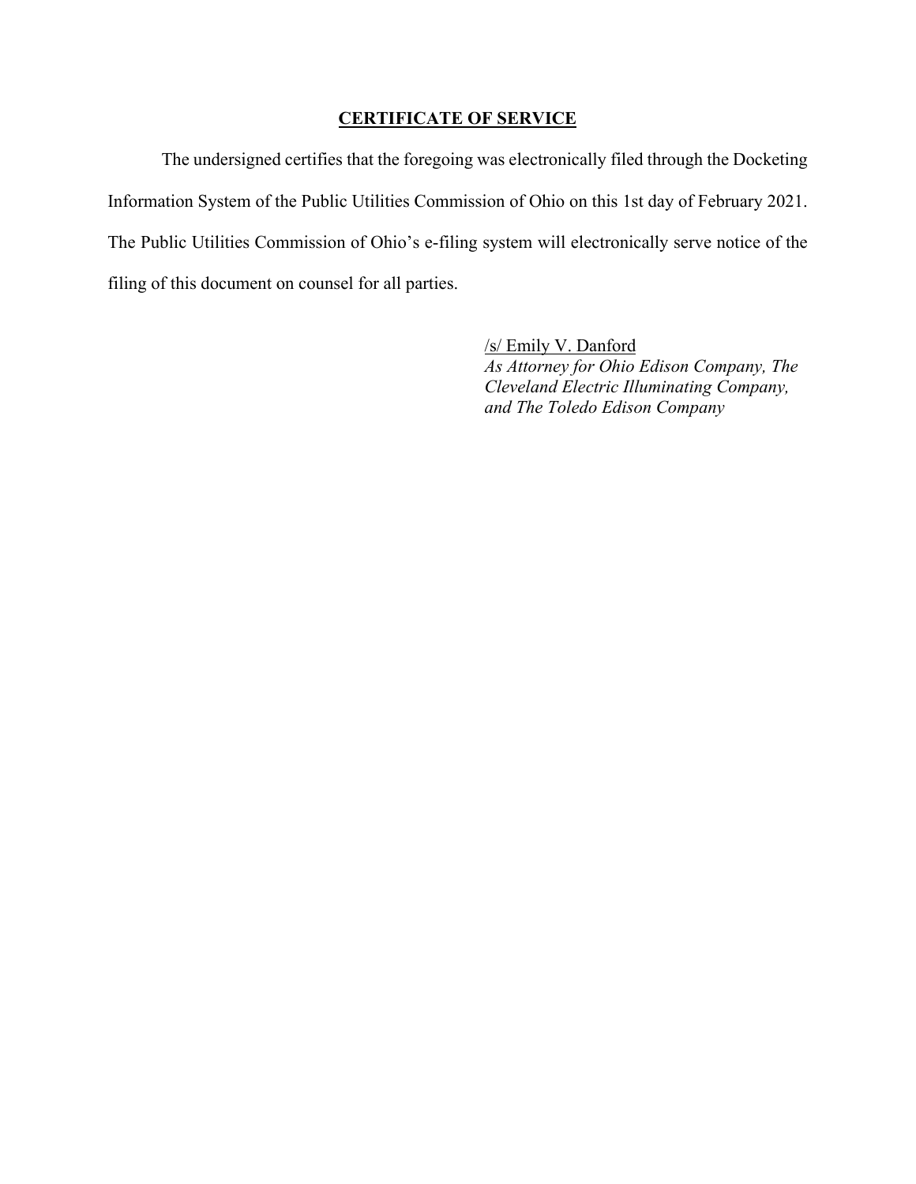## CERTIFICATE OF SERVICE

The undersigned certifies that the foregoing was electronically filed through the Docketing Information System of the Public Utilities Commission of Ohio on this 1st day of February 2021. The Public Utilities Commission of Ohio's e-filing system will electronically serve notice of the filing of this document on counsel for all parties.

/s/ Emily V. Danford
*As Attorney for Ohio Edison Company, The Cleveland Electric Illuminating Company, and The Toledo Edison Company*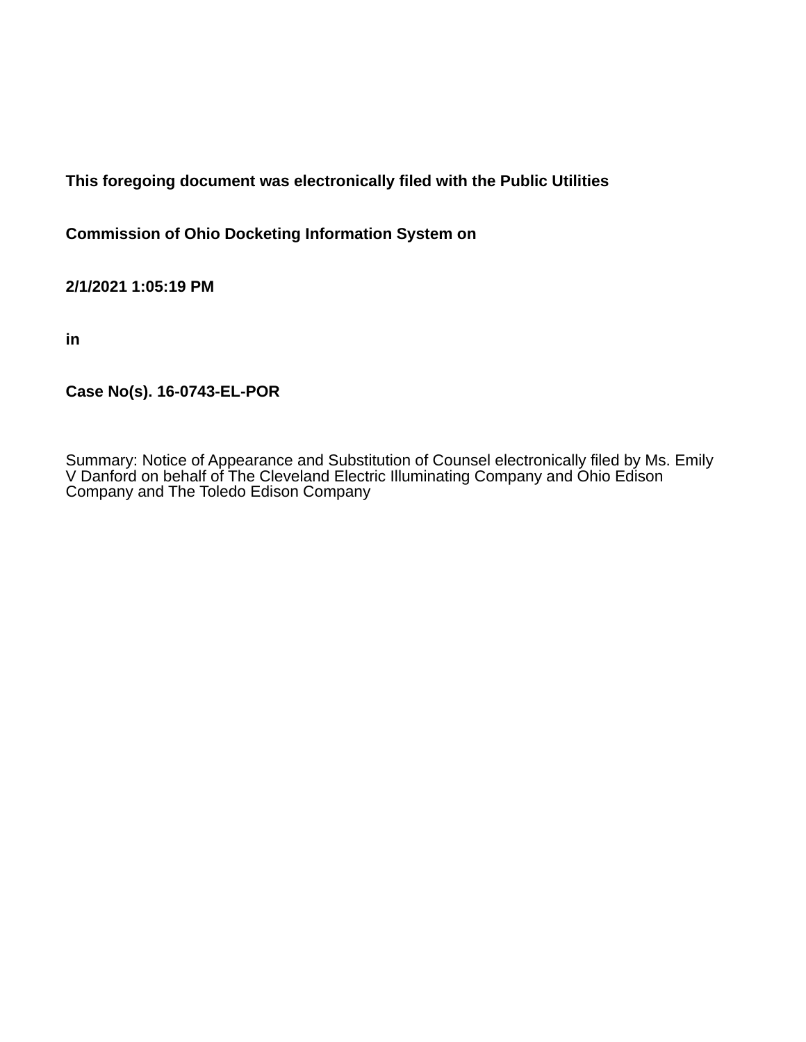**This foregoing document was electronically filed with the Public Utilities**

**Commission of Ohio Docketing Information System on**

**2/1/2021 1:05:19 PM**

**in**

**Case No(s). 16-0743-EL-POR**

Summary: Notice of Appearance and Substitution of Counsel electronically filed by Ms. Emily V Danford on behalf of The Cleveland Electric Illuminating Company and Ohio Edison Company and The Toledo Edison Company